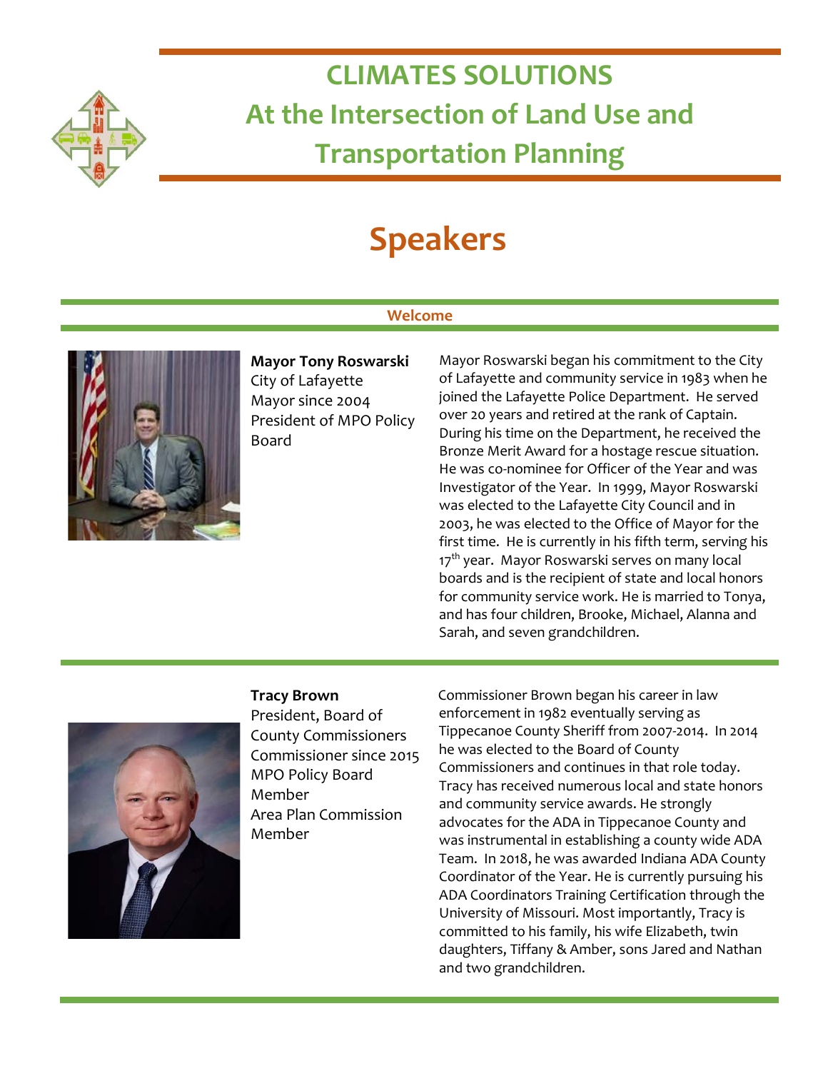# CLIMATES SOLUTIONS
# At the Intersection of Land Use and Transportation Planning

## Speakers

### Welcome

**Mayor Tony Roswarski**
City of Lafayette
Mayor since 2004
President of MPO Policy Board

Mayor Roswarski began his commitment to the City of Lafayette and community service in 1983 when he joined the Lafayette Police Department. He served over 20 years and retired at the rank of Captain. During his time on the Department, he received the Bronze Merit Award for a hostage rescue situation. He was co-nominee for Officer of the Year and was Investigator of the Year. In 1999, Mayor Roswarski was elected to the Lafayette City Council and in 2003, he was elected to the Office of Mayor for the first time. He is currently in his fifth term, serving his 17th year. Mayor Roswarski serves on many local boards and is the recipient of state and local honors for community service work. He is married to Tonya, and has four children, Brooke, Michael, Alanna and Sarah, and seven grandchildren.

**Tracy Brown**
President, Board of County Commissioners
Commissioner since 2015
MPO Policy Board Member
Area Plan Commission Member

Commissioner Brown began his career in law enforcement in 1982 eventually serving as Tippecanoe County Sheriff from 2007-2014. In 2014 he was elected to the Board of County Commissioners and continues in that role today. Tracy has received numerous local and state honors and community service awards. He strongly advocates for the ADA in Tippecanoe County and was instrumental in establishing a county wide ADA Team. In 2018, he was awarded Indiana ADA County Coordinator of the Year. He is currently pursuing his ADA Coordinators Training Certification through the University of Missouri. Most importantly, Tracy is committed to his family, his wife Elizabeth, twin daughters, Tiffany & Amber, sons Jared and Nathan and two grandchildren.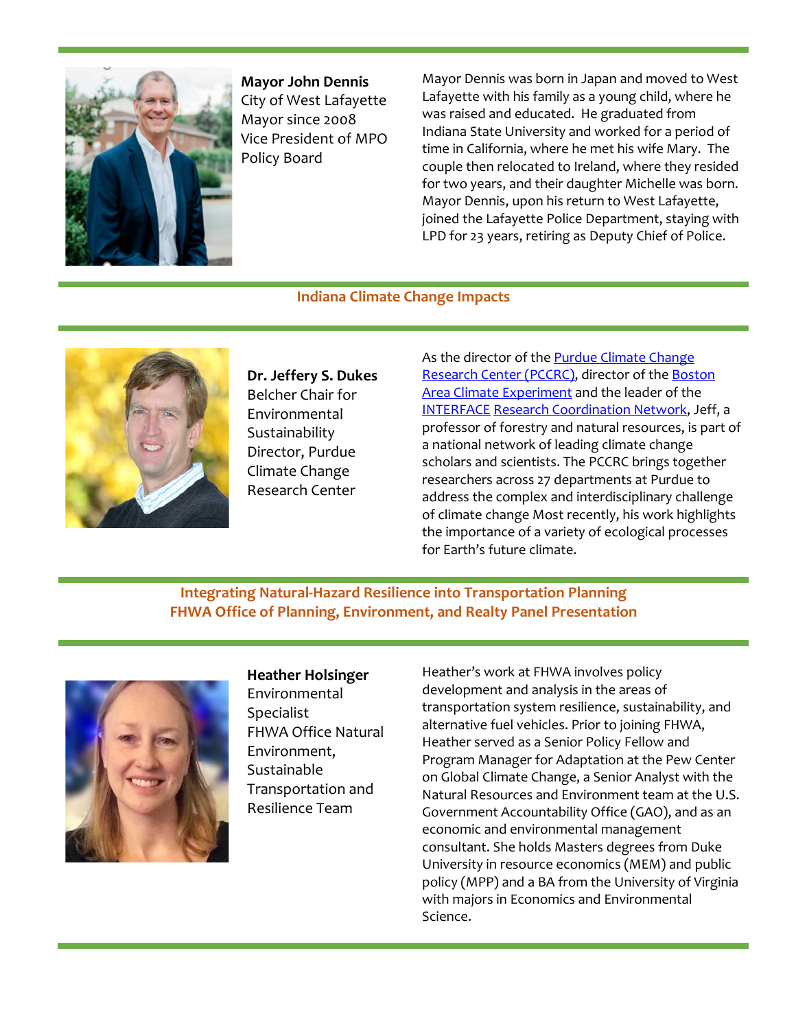**Mayor John Dennis**
City of West Lafayette
Mayor since 2008
Vice President of MPO Policy Board

Mayor Dennis was born in Japan and moved to West Lafayette with his family as a young child, where he was raised and educated. He graduated from Indiana State University and worked for a period of time in California, where he met his wife Mary. The couple then relocated to Ireland, where they resided for two years, and their daughter Michelle was born. Mayor Dennis, upon his return to West Lafayette, joined the Lafayette Police Department, staying with LPD for 23 years, retiring as Deputy Chief of Police.

## Indiana Climate Change Impacts

**Dr. Jeffery S. Dukes**
Belcher Chair for Environmental Sustainability
Director, Purdue Climate Change Research Center

As the director of the Purdue Climate Change Research Center (PCCRC), director of the Boston Area Climate Experiment and the leader of the INTERFACE Research Coordination Network, Jeff, a professor of forestry and natural resources, is part of a national network of leading climate change scholars and scientists. The PCCRC brings together researchers across 27 departments at Purdue to address the complex and interdisciplinary challenge of climate change Most recently, his work highlights the importance of a variety of ecological processes for Earth's future climate.

## Integrating Natural-Hazard Resilience into Transportation Planning
## FHWA Office of Planning, Environment, and Realty Panel Presentation

**Heather Holsinger**
Environmental Specialist
FHWA Office Natural Environment, Sustainable Transportation and Resilience Team

Heather's work at FHWA involves policy development and analysis in the areas of transportation system resilience, sustainability, and alternative fuel vehicles. Prior to joining FHWA, Heather served as a Senior Policy Fellow and Program Manager for Adaptation at the Pew Center on Global Climate Change, a Senior Analyst with the Natural Resources and Environment team at the U.S. Government Accountability Office (GAO), and as an economic and environmental management consultant. She holds Masters degrees from Duke University in resource economics (MEM) and public policy (MPP) and a BA from the University of Virginia with majors in Economics and Environmental Science.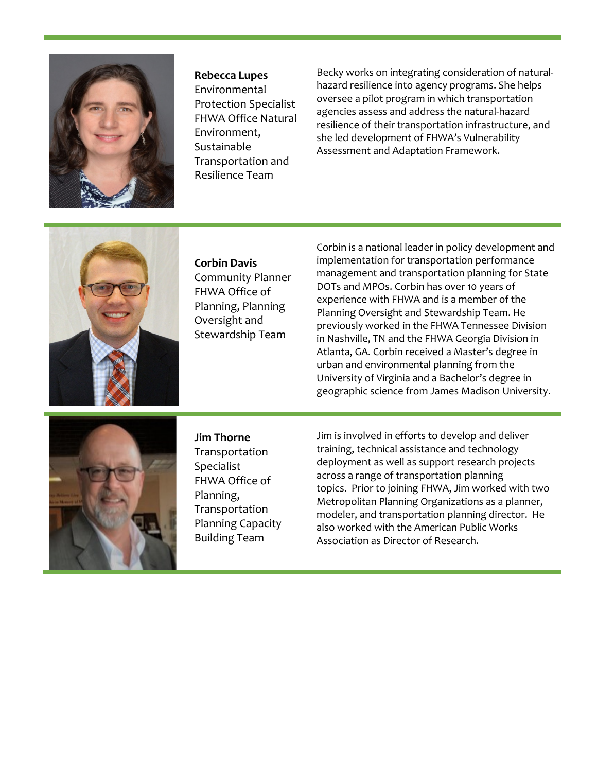**Rebecca Lupes**
Environmental Protection Specialist
FHWA Office Natural Environment, Sustainable Transportation and Resilience Team

Becky works on integrating consideration of natural-hazard resilience into agency programs. She helps oversee a pilot program in which transportation agencies assess and address the natural-hazard resilience of their transportation infrastructure, and she led development of FHWA's Vulnerability Assessment and Adaptation Framework.

---

**Corbin Davis**
Community Planner
FHWA Office of Planning, Planning Oversight and Stewardship Team

Corbin is a national leader in policy development and implementation for transportation performance management and transportation planning for State DOTs and MPOs. Corbin has over 10 years of experience with FHWA and is a member of the Planning Oversight and Stewardship Team. He previously worked in the FHWA Tennessee Division in Nashville, TN and the FHWA Georgia Division in Atlanta, GA. Corbin received a Master's degree in urban and environmental planning from the University of Virginia and a Bachelor's degree in geographic science from James Madison University.

---

**Jim Thorne**
Transportation Specialist
FHWA Office of Planning, Transportation Planning Capacity Building Team

Jim is involved in efforts to develop and deliver training, technical assistance and technology deployment as well as support research projects across a range of transportation planning topics. Prior to joining FHWA, Jim worked with two Metropolitan Planning Organizations as a planner, modeler, and transportation planning director. He also worked with the American Public Works Association as Director of Research.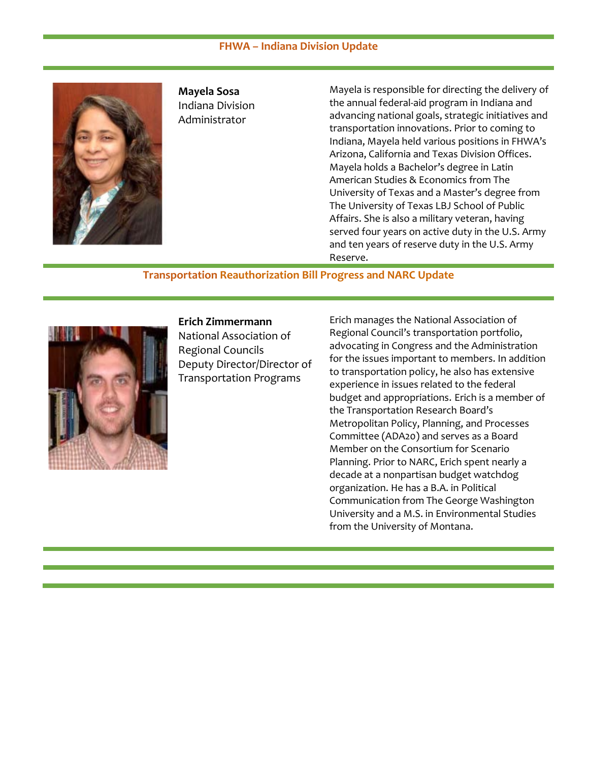## FHWA – Indiana Division Update

**Mayela Sosa**
Indiana Division Administrator

Mayela is responsible for directing the delivery of the annual federal-aid program in Indiana and advancing national goals, strategic initiatives and transportation innovations. Prior to coming to Indiana, Mayela held various positions in FHWA's Arizona, California and Texas Division Offices. Mayela holds a Bachelor's degree in Latin American Studies & Economics from The University of Texas and a Master's degree from The University of Texas LBJ School of Public Affairs. She is also a military veteran, having served four years on active duty in the U.S. Army and ten years of reserve duty in the U.S. Army Reserve.

## Transportation Reauthorization Bill Progress and NARC Update

**Erich Zimmermann**
National Association of Regional Councils
Deputy Director/Director of Transportation Programs

Erich manages the National Association of Regional Council's transportation portfolio, advocating in Congress and the Administration for the issues important to members. In addition to transportation policy, he also has extensive experience in issues related to the federal budget and appropriations. Erich is a member of the Transportation Research Board's Metropolitan Policy, Planning, and Processes Committee (ADA20) and serves as a Board Member on the Consortium for Scenario Planning. Prior to NARC, Erich spent nearly a decade at a nonpartisan budget watchdog organization. He has a B.A. in Political Communication from The George Washington University and a M.S. in Environmental Studies from the University of Montana.